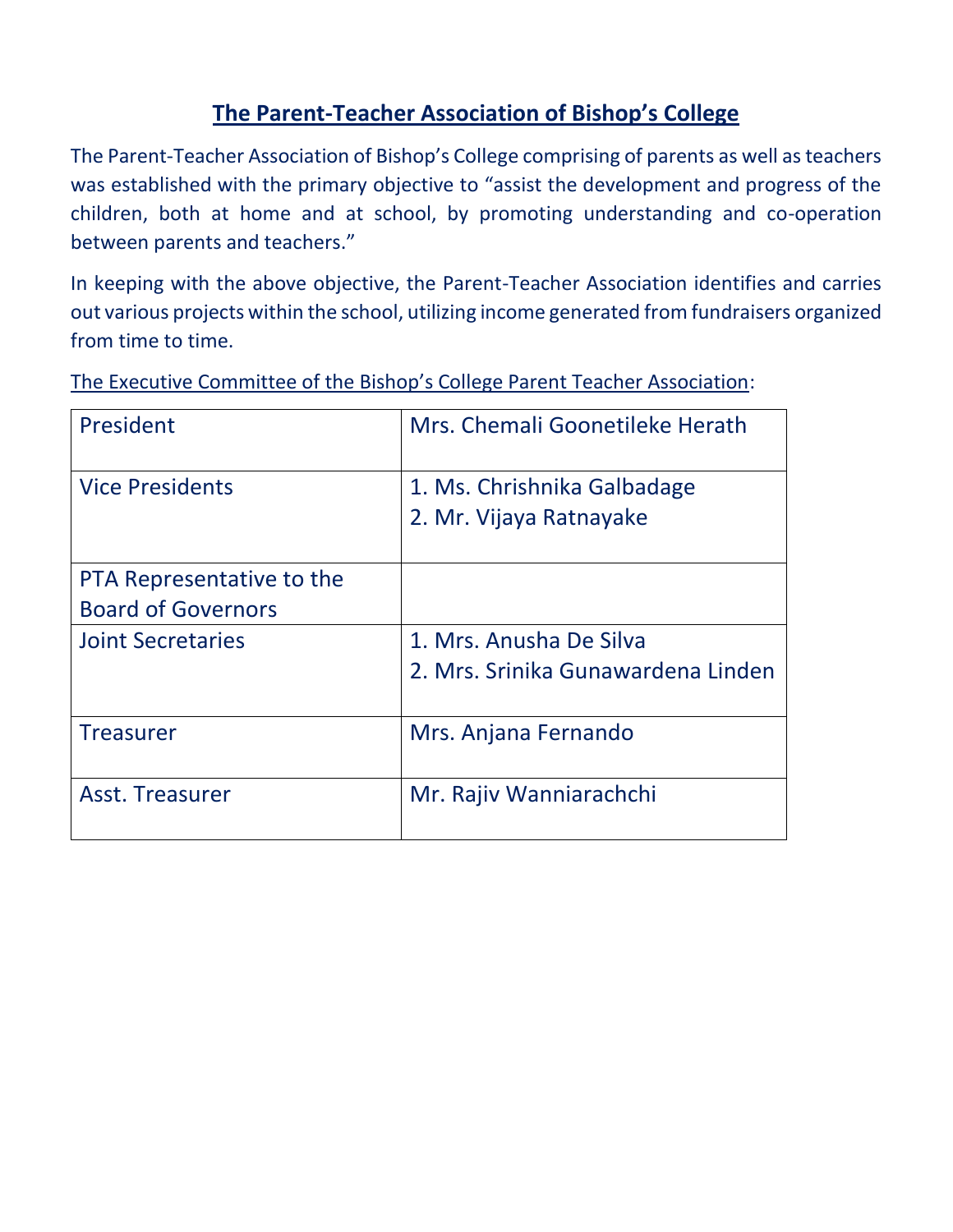# The Parent-Teacher Association of Bishop's College

The Parent-Teacher Association of Bishop's College comprising of parents as well as teachers was established with the primary objective to "assist the development and progress of the children, both at home and at school, by promoting understanding and co-operation between parents and teachers."

In keeping with the above objective, the Parent-Teacher Association identifies and carries out various projects within the school, utilizing income generated from fundraisers organized from time to time.

The Executive Committee of the Bishop's College Parent Teacher Association:

| | |
|---|---|
| President | Mrs. Chemali Goonetileke Herath |
| Vice Presidents | 1. Ms. Chrishnika Galbadage<br>2. Mr. Vijaya Ratnayake |
| PTA Representative to the Board of Governors | |
| Joint Secretaries | 1. Mrs. Anusha De Silva<br>2. Mrs. Srinika Gunawardena Linden |
| Treasurer | Mrs. Anjana Fernando |
| Asst. Treasurer | Mr. Rajiv Wanniarachchi |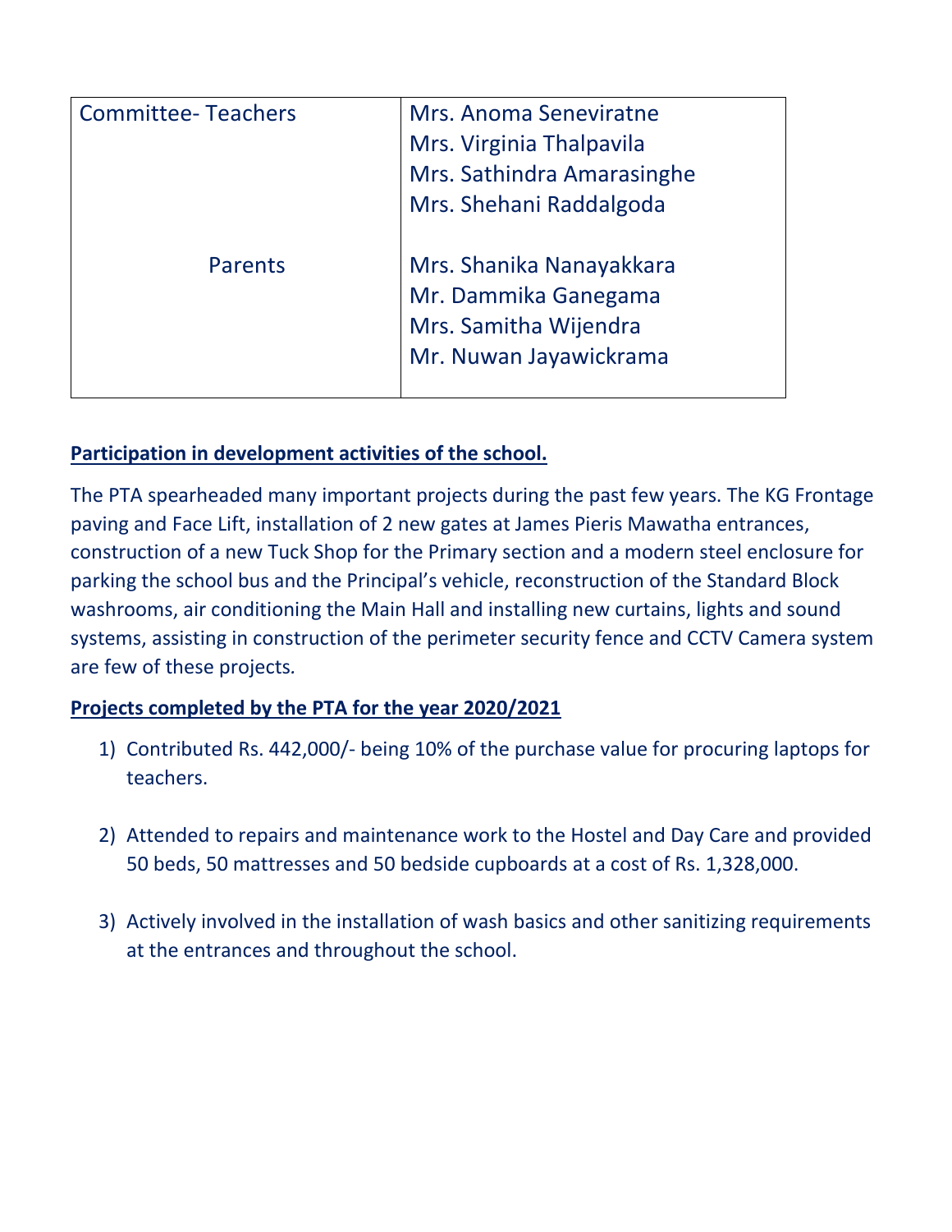| Committee- Teachers | Mrs. Anoma Seneviratne<br>Mrs. Virginia Thalpavila<br>Mrs. Sathindra Amarasinghe<br>Mrs. Shehani Raddalgoda |
|---|---|
| Parents | Mrs. Shanika Nanayakkara<br>Mr. Dammika Ganegama<br>Mrs. Samitha Wijendra<br>Mr. Nuwan Jayawickrama |

**Participation in development activities of the school.**

The PTA spearheaded many important projects during the past few years. The KG Frontage paving and Face Lift, installation of 2 new gates at James Pieris Mawatha entrances, construction of a new Tuck Shop for the Primary section and a modern steel enclosure for parking the school bus and the Principal's vehicle, reconstruction of the Standard Block washrooms, air conditioning the Main Hall and installing new curtains, lights and sound systems, assisting in construction of the perimeter security fence and CCTV Camera system are few of these projects.

**Projects completed by the PTA for the year 2020/2021**

1) Contributed Rs. 442,000/- being 10% of the purchase value for procuring laptops for teachers.

2) Attended to repairs and maintenance work to the Hostel and Day Care and provided 50 beds, 50 mattresses and 50 bedside cupboards at a cost of Rs. 1,328,000.

3) Actively involved in the installation of wash basics and other sanitizing requirements at the entrances and throughout the school.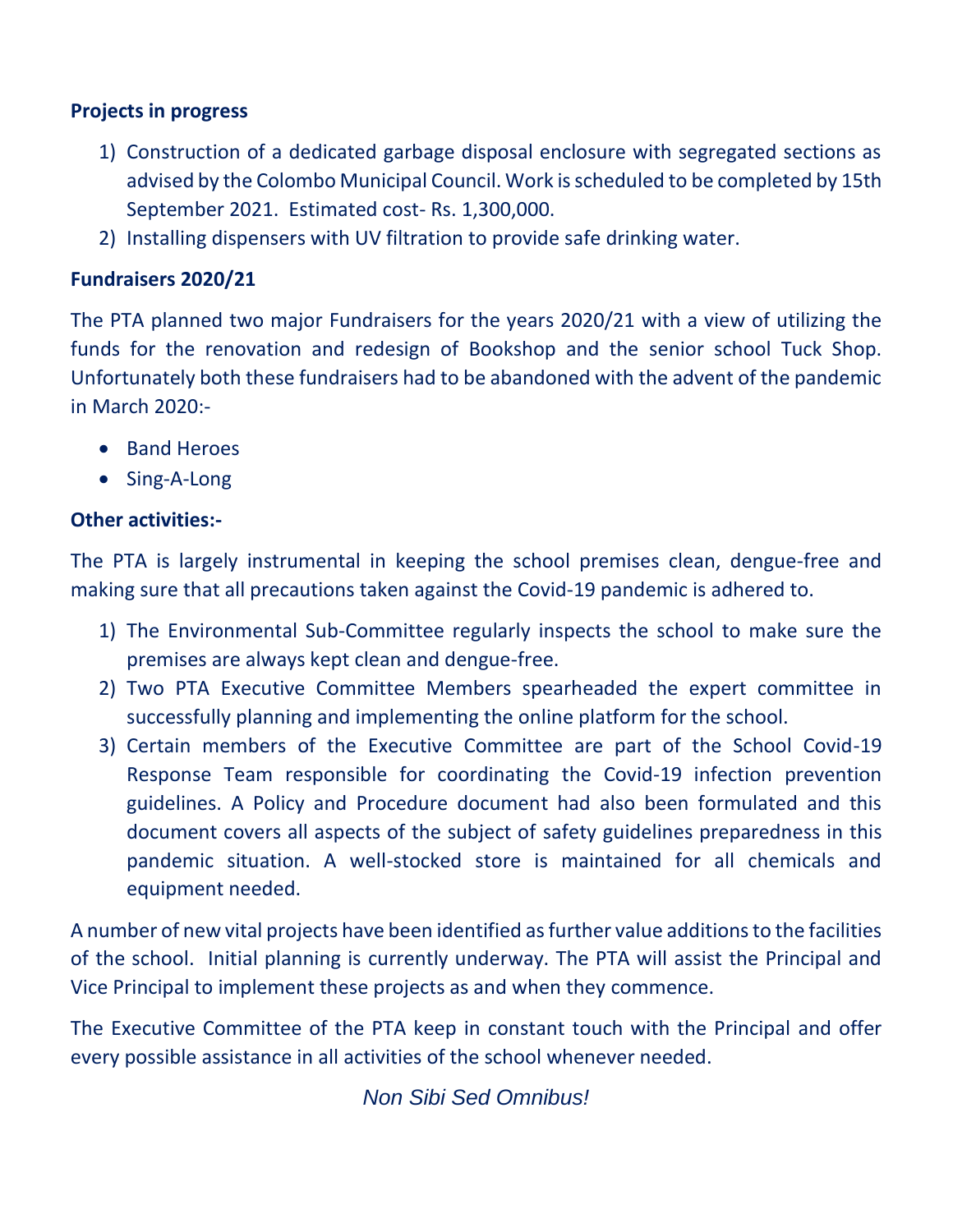**Projects in progress**

1) Construction of a dedicated garbage disposal enclosure with segregated sections as advised by the Colombo Municipal Council. Work is scheduled to be completed by 15th September 2021. Estimated cost- Rs. 1,300,000.
2) Installing dispensers with UV filtration to provide safe drinking water.

**Fundraisers 2020/21**

The PTA planned two major Fundraisers for the years 2020/21 with a view of utilizing the funds for the renovation and redesign of Bookshop and the senior school Tuck Shop. Unfortunately both these fundraisers had to be abandoned with the advent of the pandemic in March 2020:-

- Band Heroes
- Sing-A-Long

**Other activities:-**

The PTA is largely instrumental in keeping the school premises clean, dengue-free and making sure that all precautions taken against the Covid-19 pandemic is adhered to.

1) The Environmental Sub-Committee regularly inspects the school to make sure the premises are always kept clean and dengue-free.
2) Two PTA Executive Committee Members spearheaded the expert committee in successfully planning and implementing the online platform for the school.
3) Certain members of the Executive Committee are part of the School Covid-19 Response Team responsible for coordinating the Covid-19 infection prevention guidelines. A Policy and Procedure document had also been formulated and this document covers all aspects of the subject of safety guidelines preparedness in this pandemic situation. A well-stocked store is maintained for all chemicals and equipment needed.

A number of new vital projects have been identified as further value additions to the facilities of the school. Initial planning is currently underway. The PTA will assist the Principal and Vice Principal to implement these projects as and when they commence.

The Executive Committee of the PTA keep in constant touch with the Principal and offer every possible assistance in all activities of the school whenever needed.

*Non Sibi Sed Omnibus!*